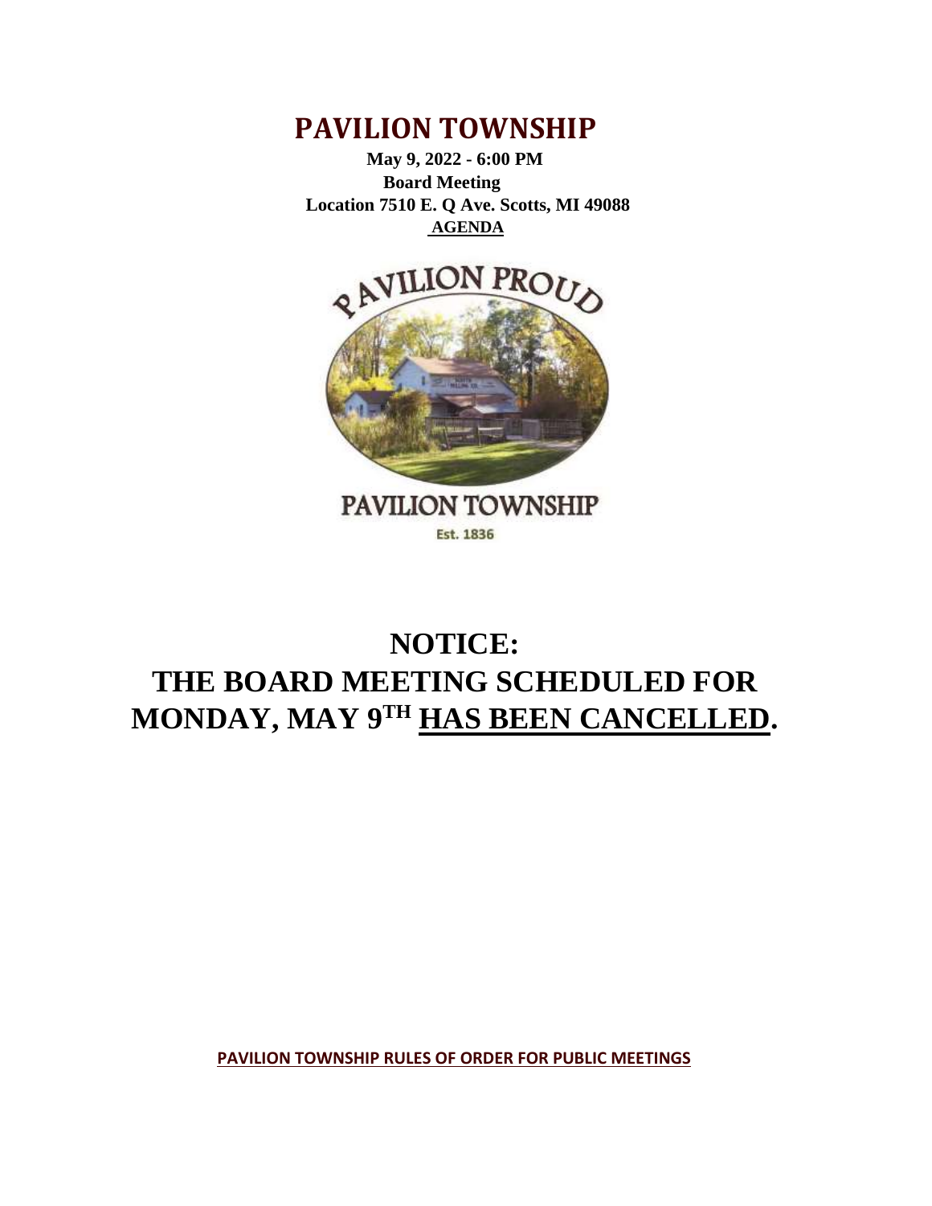# PAVILION TOWNSHIP

**May 9, 2022 - 6:00 PM**
**Board Meeting**
**Location 7510 E. Q Ave. Scotts, MI 49088**
**AGENDA**

PAVILION PROUD

PAVILION TOWNSHIP
Est. 1836

# NOTICE:
# THE BOARD MEETING SCHEDULED FOR MONDAY, MAY 9TH HAS BEEN CANCELLED.

**PAVILION TOWNSHIP RULES OF ORDER FOR PUBLIC MEETINGS**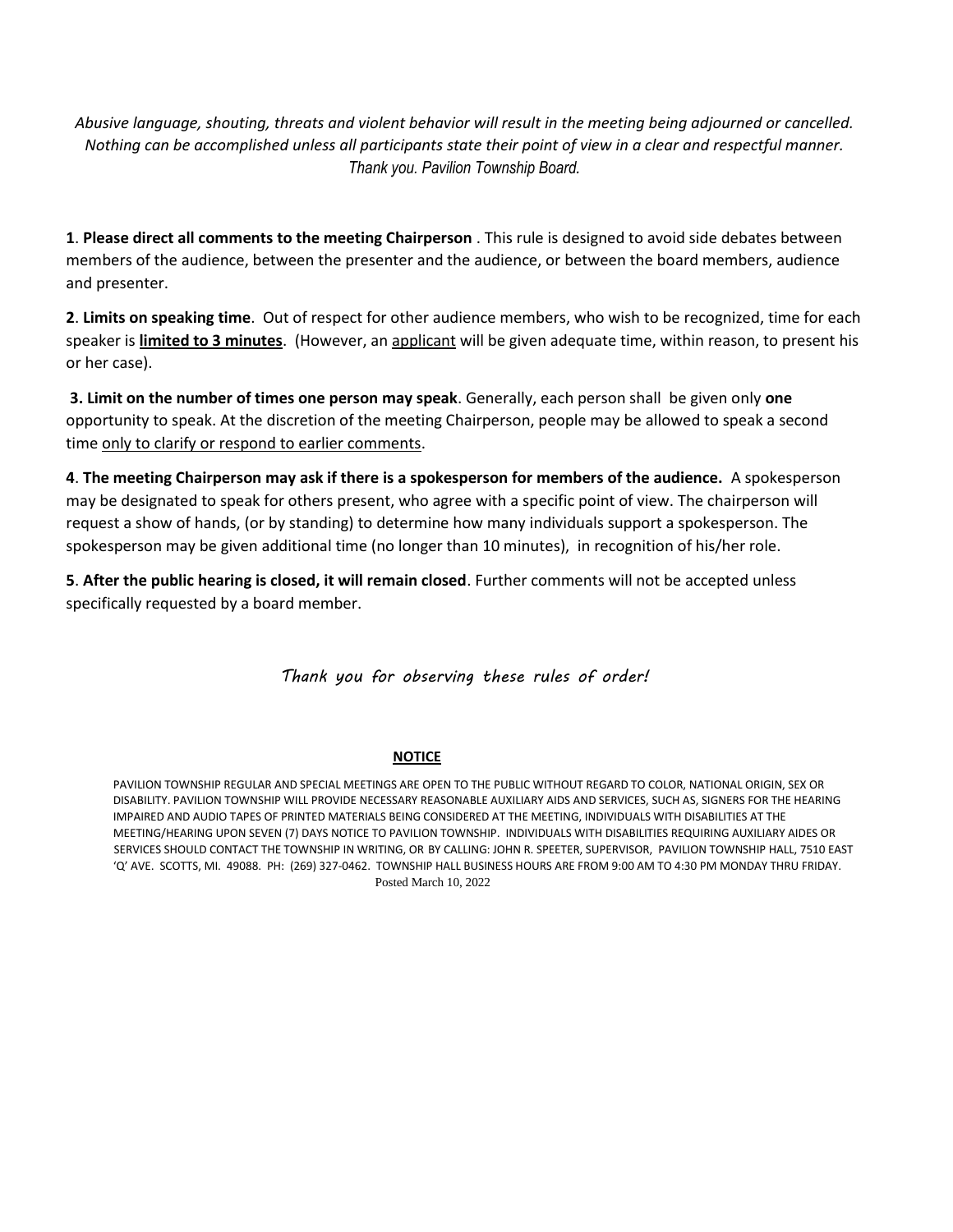*Abusive language, shouting, threats and violent behavior will result in the meeting being adjourned or cancelled. Nothing can be accomplished unless all participants state their point of view in a clear and respectful manner. Thank you. Pavilion Township Board.*

**1**. **Please direct all comments to the meeting Chairperson** . This rule is designed to avoid side debates between members of the audience, between the presenter and the audience, or between the board members, audience and presenter.

**2**. **Limits on speaking time**. Out of respect for other audience members, who wish to be recognized, time for each speaker is **limited to 3 minutes**. (However, an applicant will be given adequate time, within reason, to present his or her case).

**3. Limit on the number of times one person may speak**. Generally, each person shall be given only **one** opportunity to speak. At the discretion of the meeting Chairperson, people may be allowed to speak a second time only to clarify or respond to earlier comments.

**4**. **The meeting Chairperson may ask if there is a spokesperson for members of the audience.** A spokesperson may be designated to speak for others present, who agree with a specific point of view. The chairperson will request a show of hands, (or by standing) to determine how many individuals support a spokesperson. The spokesperson may be given additional time (no longer than 10 minutes), in recognition of his/her role.

**5**. **After the public hearing is closed, it will remain closed**. Further comments will not be accepted unless specifically requested by a board member.

*Thank you for observing these rules of order!*

**NOTICE**

PAVILION TOWNSHIP REGULAR AND SPECIAL MEETINGS ARE OPEN TO THE PUBLIC WITHOUT REGARD TO COLOR, NATIONAL ORIGIN, SEX OR DISABILITY. PAVILION TOWNSHIP WILL PROVIDE NECESSARY REASONABLE AUXILIARY AIDS AND SERVICES, SUCH AS, SIGNERS FOR THE HEARING IMPAIRED AND AUDIO TAPES OF PRINTED MATERIALS BEING CONSIDERED AT THE MEETING, INDIVIDUALS WITH DISABILITIES AT THE MEETING/HEARING UPON SEVEN (7) DAYS NOTICE TO PAVILION TOWNSHIP. INDIVIDUALS WITH DISABILITIES REQUIRING AUXILIARY AIDES OR SERVICES SHOULD CONTACT THE TOWNSHIP IN WRITING, OR BY CALLING: JOHN R. SPEETER, SUPERVISOR, PAVILION TOWNSHIP HALL, 7510 EAST 'Q' AVE. SCOTTS, MI. 49088. PH: (269) 327-0462. TOWNSHIP HALL BUSINESS HOURS ARE FROM 9:00 AM TO 4:30 PM MONDAY THRU FRIDAY.

Posted March 10, 2022